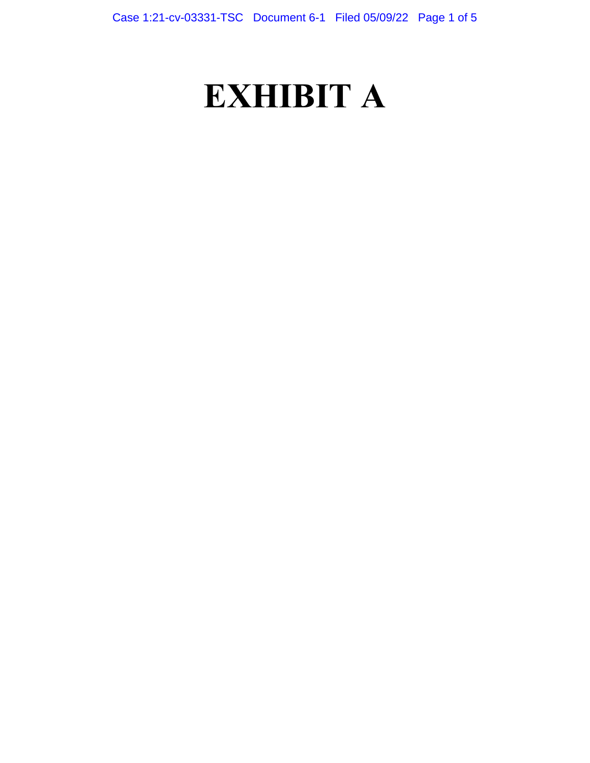# EXHIBIT A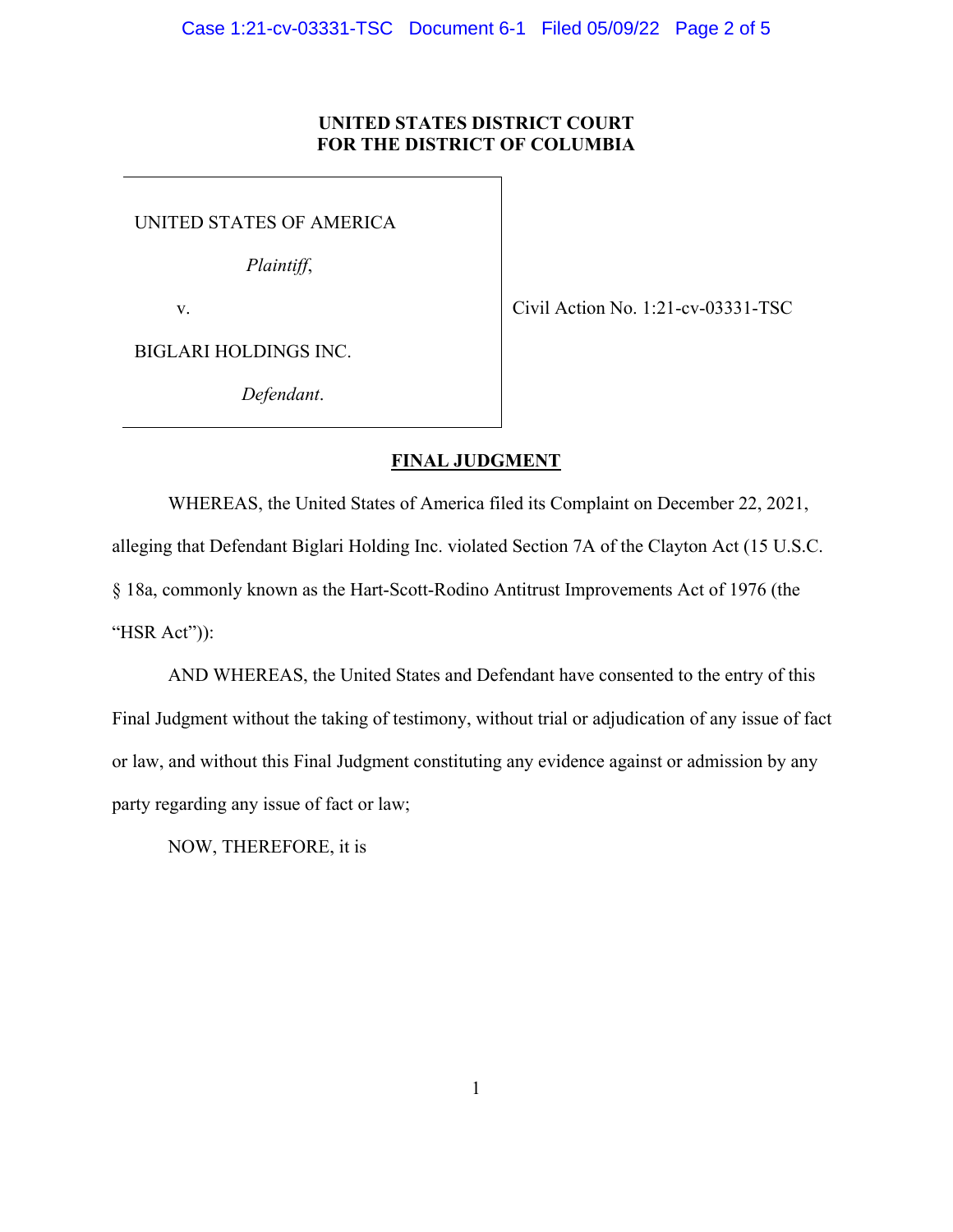**UNITED STATES DISTRICT COURT**
**FOR THE DISTRICT OF COLUMBIA**

| | |
|---|---|
| UNITED STATES OF AMERICA<br><br>*Plaintiff*,<br><br>v.<br><br>BIGLARI HOLDINGS INC.<br><br>*Defendant*. | Civil Action No. 1:21-cv-03331-TSC |

**FINAL JUDGMENT**

WHEREAS, the United States of America filed its Complaint on December 22, 2021, alleging that Defendant Biglari Holding Inc. violated Section 7A of the Clayton Act (15 U.S.C. § 18a, commonly known as the Hart-Scott-Rodino Antitrust Improvements Act of 1976 (the "HSR Act")):

AND WHEREAS, the United States and Defendant have consented to the entry of this Final Judgment without the taking of testimony, without trial or adjudication of any issue of fact or law, and without this Final Judgment constituting any evidence against or admission by any party regarding any issue of fact or law;

NOW, THEREFORE, it is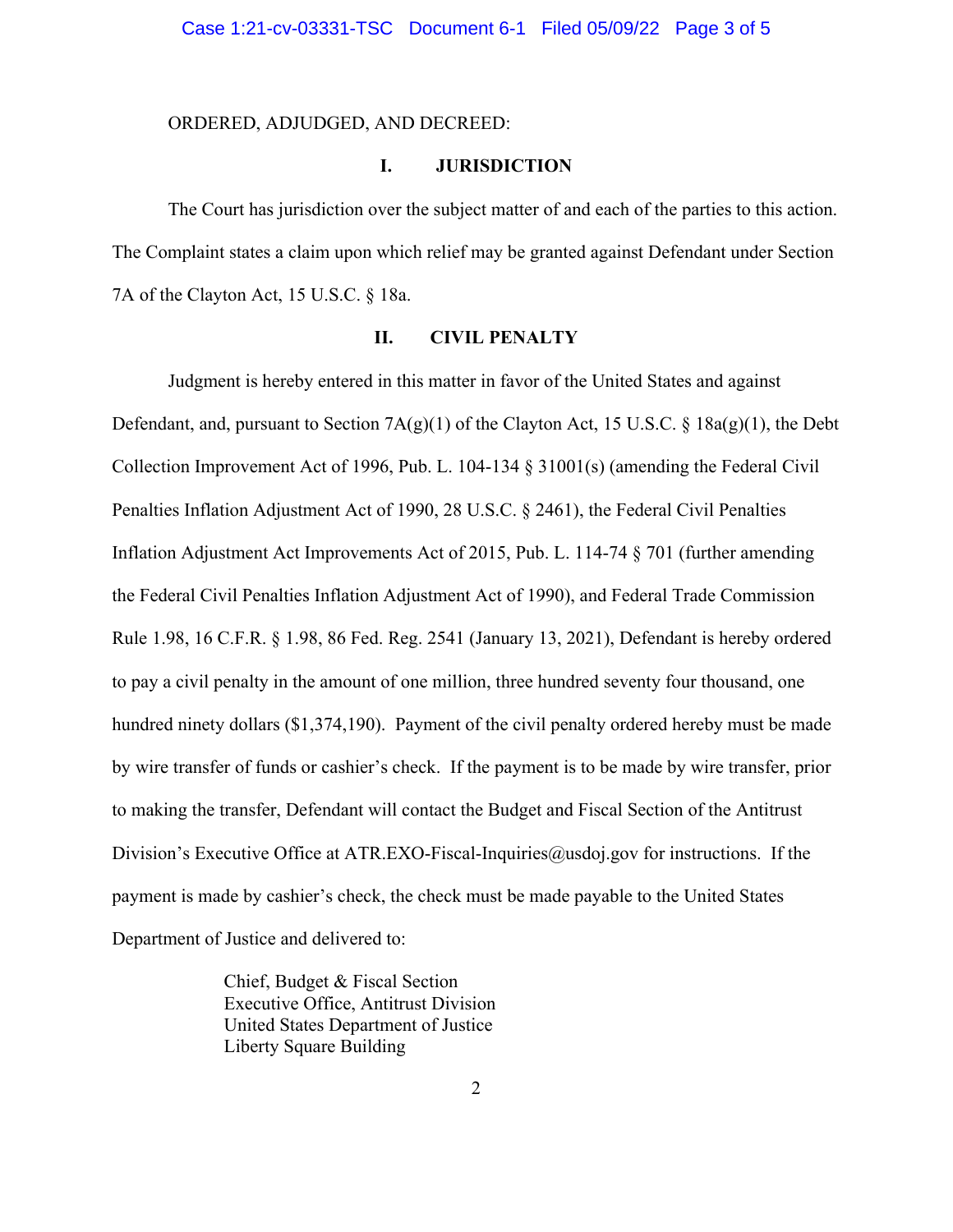ORDERED, ADJUDGED, AND DECREED:

## I. JURISDICTION

The Court has jurisdiction over the subject matter of and each of the parties to this action. The Complaint states a claim upon which relief may be granted against Defendant under Section 7A of the Clayton Act, 15 U.S.C. § 18a.

## II. CIVIL PENALTY

Judgment is hereby entered in this matter in favor of the United States and against Defendant, and, pursuant to Section 7A(g)(1) of the Clayton Act, 15 U.S.C. § 18a(g)(1), the Debt Collection Improvement Act of 1996, Pub. L. 104-134 § 31001(s) (amending the Federal Civil Penalties Inflation Adjustment Act of 1990, 28 U.S.C. § 2461), the Federal Civil Penalties Inflation Adjustment Act Improvements Act of 2015, Pub. L. 114-74 § 701 (further amending the Federal Civil Penalties Inflation Adjustment Act of 1990), and Federal Trade Commission Rule 1.98, 16 C.F.R. § 1.98, 86 Fed. Reg. 2541 (January 13, 2021), Defendant is hereby ordered to pay a civil penalty in the amount of one million, three hundred seventy four thousand, one hundred ninety dollars ($1,374,190). Payment of the civil penalty ordered hereby must be made by wire transfer of funds or cashier's check. If the payment is to be made by wire transfer, prior to making the transfer, Defendant will contact the Budget and Fiscal Section of the Antitrust Division's Executive Office at ATR.EXO-Fiscal-Inquiries@usdoj.gov for instructions. If the payment is made by cashier's check, the check must be made payable to the United States Department of Justice and delivered to:

Chief, Budget & Fiscal Section
Executive Office, Antitrust Division
United States Department of Justice
Liberty Square Building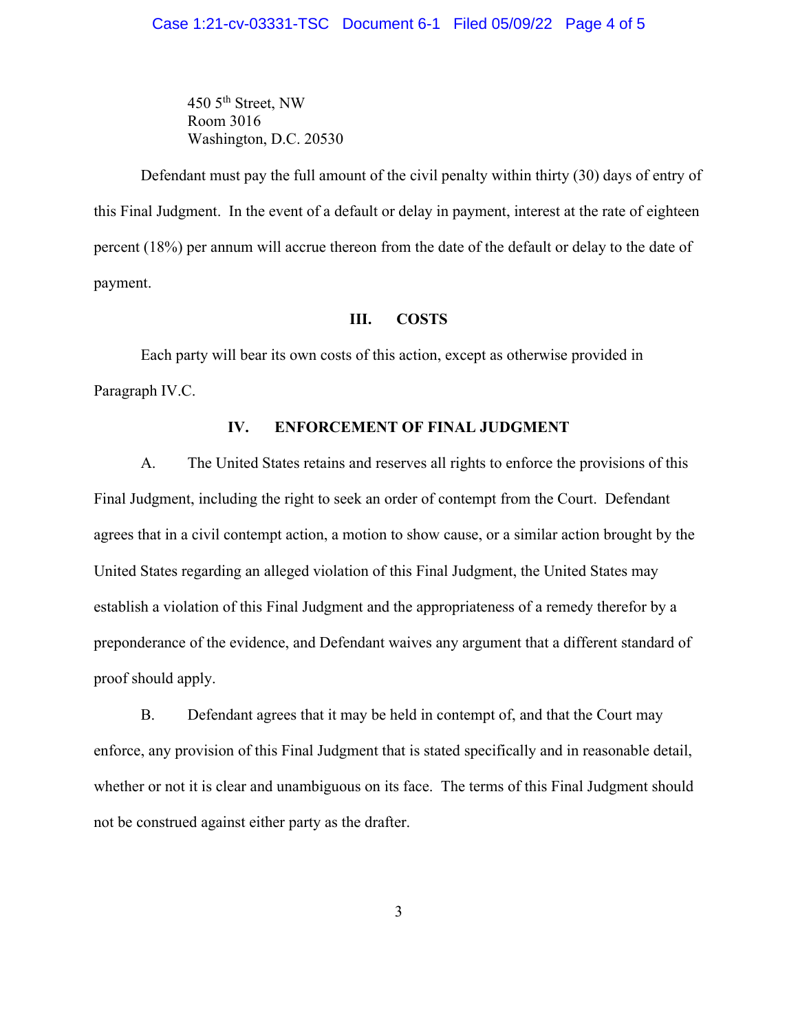450 5th Street, NW
Room 3016
Washington, D.C. 20530

Defendant must pay the full amount of the civil penalty within thirty (30) days of entry of this Final Judgment. In the event of a default or delay in payment, interest at the rate of eighteen percent (18%) per annum will accrue thereon from the date of the default or delay to the date of payment.

## III. COSTS

Each party will bear its own costs of this action, except as otherwise provided in Paragraph IV.C.

## IV. ENFORCEMENT OF FINAL JUDGMENT

A. The United States retains and reserves all rights to enforce the provisions of this Final Judgment, including the right to seek an order of contempt from the Court. Defendant agrees that in a civil contempt action, a motion to show cause, or a similar action brought by the United States regarding an alleged violation of this Final Judgment, the United States may establish a violation of this Final Judgment and the appropriateness of a remedy therefor by a preponderance of the evidence, and Defendant waives any argument that a different standard of proof should apply.

B. Defendant agrees that it may be held in contempt of, and that the Court may enforce, any provision of this Final Judgment that is stated specifically and in reasonable detail, whether or not it is clear and unambiguous on its face. The terms of this Final Judgment should not be construed against either party as the drafter.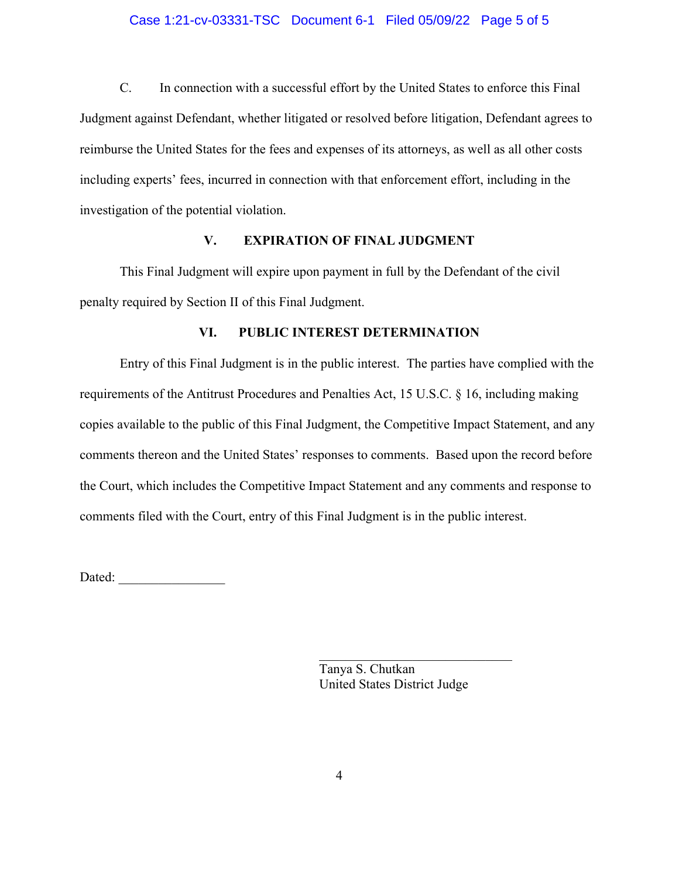C. In connection with a successful effort by the United States to enforce this Final Judgment against Defendant, whether litigated or resolved before litigation, Defendant agrees to reimburse the United States for the fees and expenses of its attorneys, as well as all other costs including experts' fees, incurred in connection with that enforcement effort, including in the investigation of the potential violation.

## V. EXPIRATION OF FINAL JUDGMENT

This Final Judgment will expire upon payment in full by the Defendant of the civil penalty required by Section II of this Final Judgment.

## VI. PUBLIC INTEREST DETERMINATION

Entry of this Final Judgment is in the public interest. The parties have complied with the requirements of the Antitrust Procedures and Penalties Act, 15 U.S.C. § 16, including making copies available to the public of this Final Judgment, the Competitive Impact Statement, and any comments thereon and the United States' responses to comments. Based upon the record before the Court, which includes the Competitive Impact Statement and any comments and response to comments filed with the Court, entry of this Final Judgment is in the public interest.

Dated: ________________

____________________________
Tanya S. Chutkan
United States District Judge